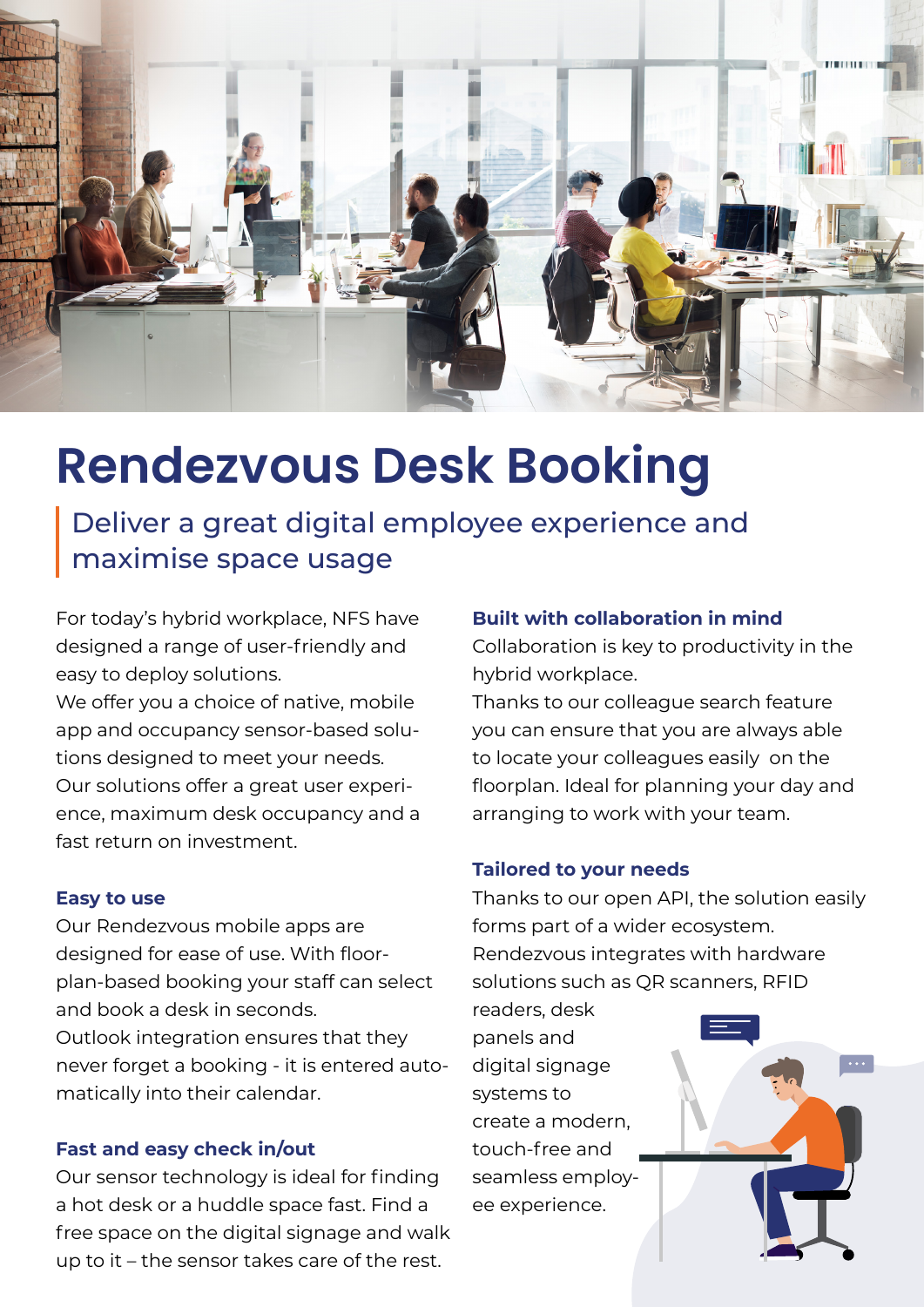# Rendezvous Desk Booking

## Deliver a great digital employee experience and maximise space usage

For today's hybrid workplace, NFS have designed a range of user-friendly and easy to deploy solutions.
We offer you a choice of native, mobile app and occupancy sensor-based solutions designed to meet your needs.
Our solutions offer a great user experience, maximum desk occupancy and a fast return on investment.

### Easy to use

Our Rendezvous mobile apps are designed for ease of use. With floorplan-based booking your staff can select and book a desk in seconds.
Outlook integration ensures that they never forget a booking - it is entered automatically into their calendar.

### Fast and easy check in/out

Our sensor technology is ideal for finding a hot desk or a huddle space fast. Find a free space on the digital signage and walk up to it – the sensor takes care of the rest.

### Built with collaboration in mind

Collaboration is key to productivity in the hybrid workplace.
Thanks to our colleague search feature you can ensure that you are always able to locate your colleagues easily on the floorplan. Ideal for planning your day and arranging to work with your team.

### Tailored to your needs

Thanks to our open API, the solution easily forms part of a wider ecosystem.
Rendezvous integrates with hardware solutions such as QR scanners, RFID readers, desk panels and digital signage systems to create a modern, touch-free and seamless employee experience.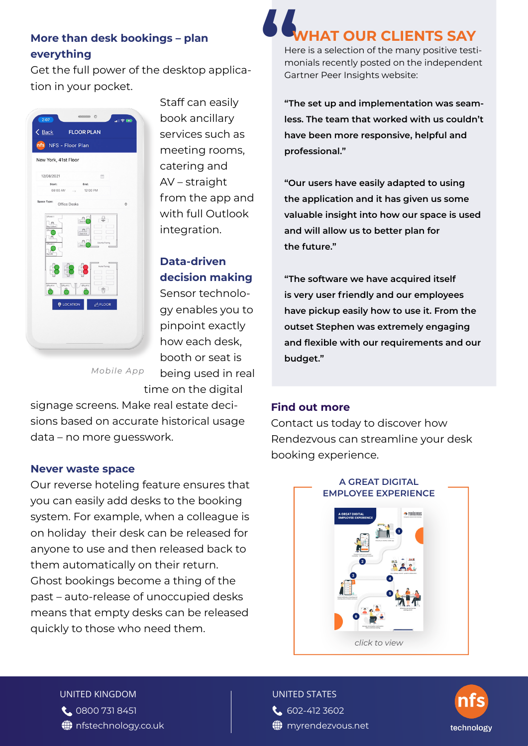## More than desk bookings – plan everything

Get the full power of the desktop application in your pocket.

Staff can easily book ancillary services such as meeting rooms, catering and AV – straight from the app and with full Outlook integration.

Mobile App

## Data-driven decision making

Sensor technology enables you to pinpoint exactly how each desk, booth or seat is being used in real time on the digital signage screens. Make real estate decisions based on accurate historical usage data – no more guesswork.

## Never waste space

Our reverse hoteling feature ensures that you can easily add desks to the booking system. For example, when a colleague is on holiday their desk can be released for anyone to use and then released back to them automatically on their return. Ghost bookings become a thing of the past – auto-release of unoccupied desks means that empty desks can be released quickly to those who need them.

## WHAT OUR CLIENTS SAY

Here is a selection of the many positive testimonials recently posted on the independent Gartner Peer Insights website:

**"The set up and implementation was seamless. The team that worked with us couldn't have been more responsive, helpful and professional."**

**"Our users have easily adapted to using the application and it has given us some valuable insight into how our space is used and will allow us to better plan for the future."**

**"The software we have acquired itself is very user friendly and our employees have pickup easily how to use it. From the outset Stephen was extremely engaging and flexible with our requirements and our budget."**

## Find out more

Contact us today to discover how Rendezvous can streamline your desk booking experience.

A GREAT DIGITAL EMPLOYEE EXPERIENCE

*click to view*

UNITED KINGDOM
0800 731 8451
nfstechnology.co.uk

UNITED STATES
602-412 3602
myrendezvous.net

nfs technology